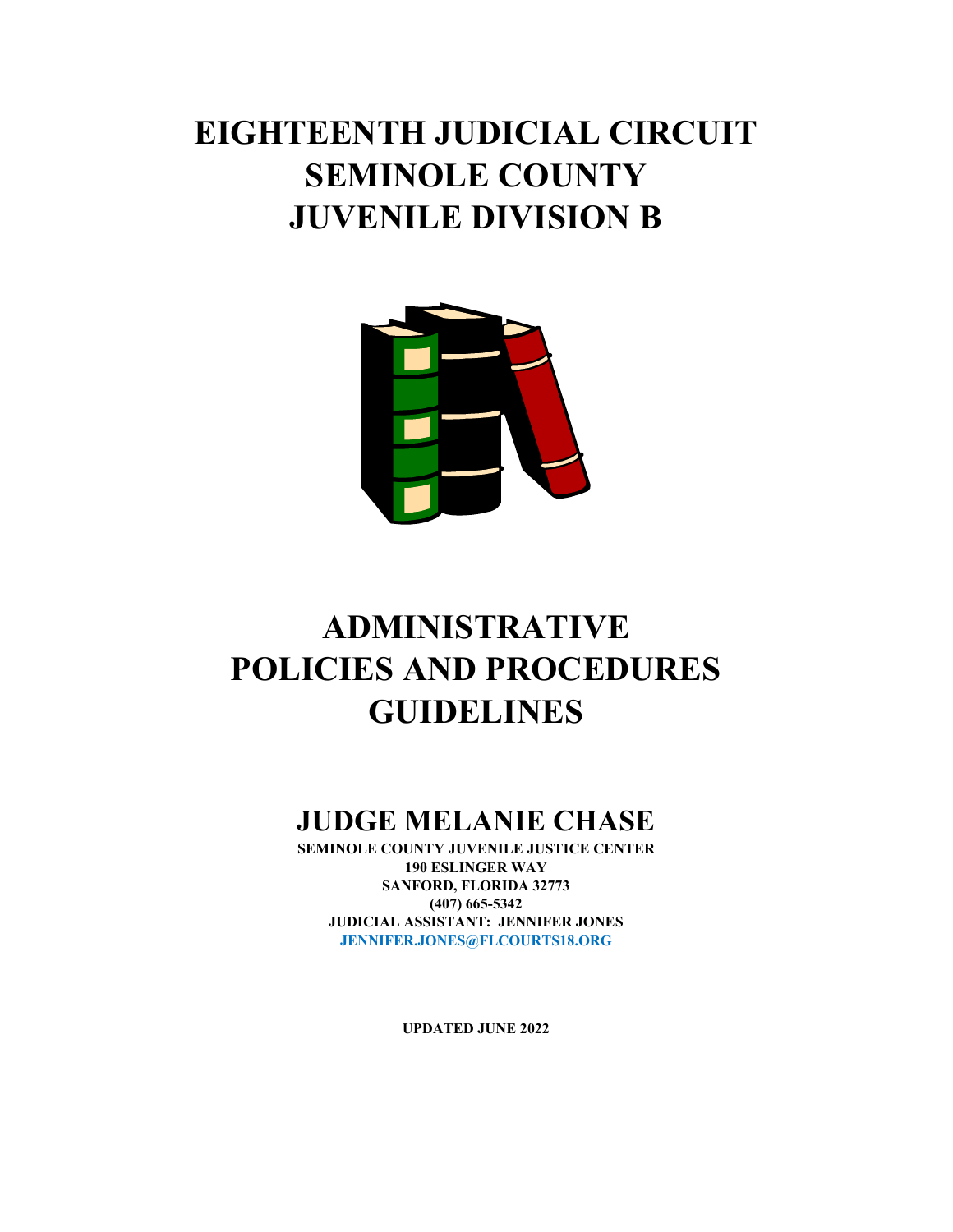# EIGHTEENTH JUDICIAL CIRCUIT
# SEMINOLE COUNTY
# JUVENILE DIVISION B

# ADMINISTRATIVE POLICIES AND PROCEDURES GUIDELINES

## JUDGE MELANIE CHASE

**SEMINOLE COUNTY JUVENILE JUSTICE CENTER**
**190 ESLINGER WAY**
**SANFORD, FLORIDA 32773**
**(407) 665-5342**
**JUDICIAL ASSISTANT: JENNIFER JONES**
**JENNIFER.JONES@FLCOURTS18.ORG**

**UPDATED JUNE 2022**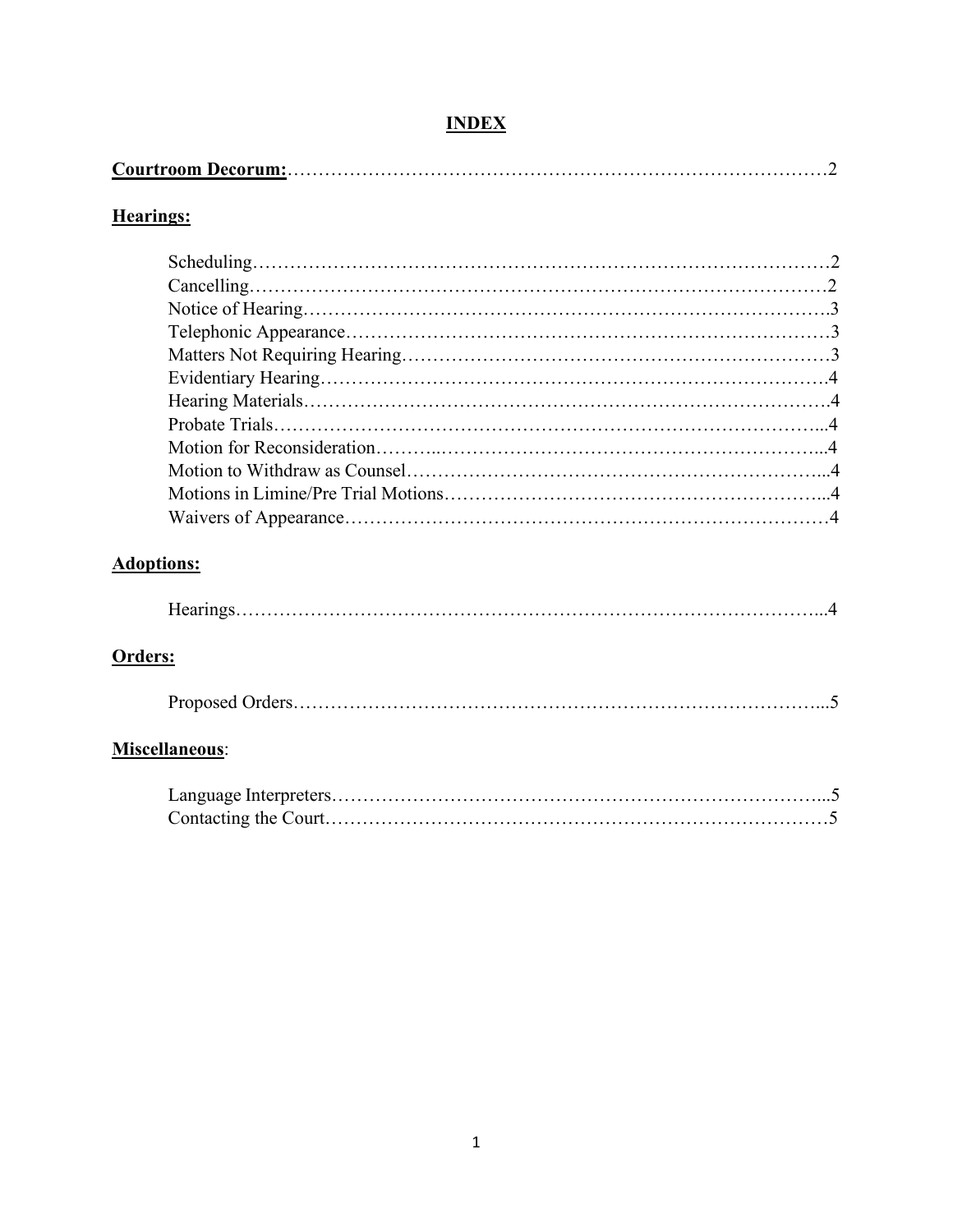# INDEX

**Courtroom Decorum:** …… 2

**Hearings:**

- Scheduling …… 2
- Cancelling …… 2
- Notice of Hearing …… 3
- Telephonic Appearance …… 3
- Matters Not Requiring Hearing …… 3
- Evidentiary Hearing …… 4
- Hearing Materials …… 4
- Probate Trials …… 4
- Motion for Reconsideration …… 4
- Motion to Withdraw as Counsel …… 4
- Motions in Limine/Pre Trial Motions …… 4
- Waivers of Appearance …… 4

**Adoptions:**

- Hearings …… 4

**Orders:**

- Proposed Orders …… 5

**Miscellaneous**:

- Language Interpreters …… 5
- Contacting the Court …… 5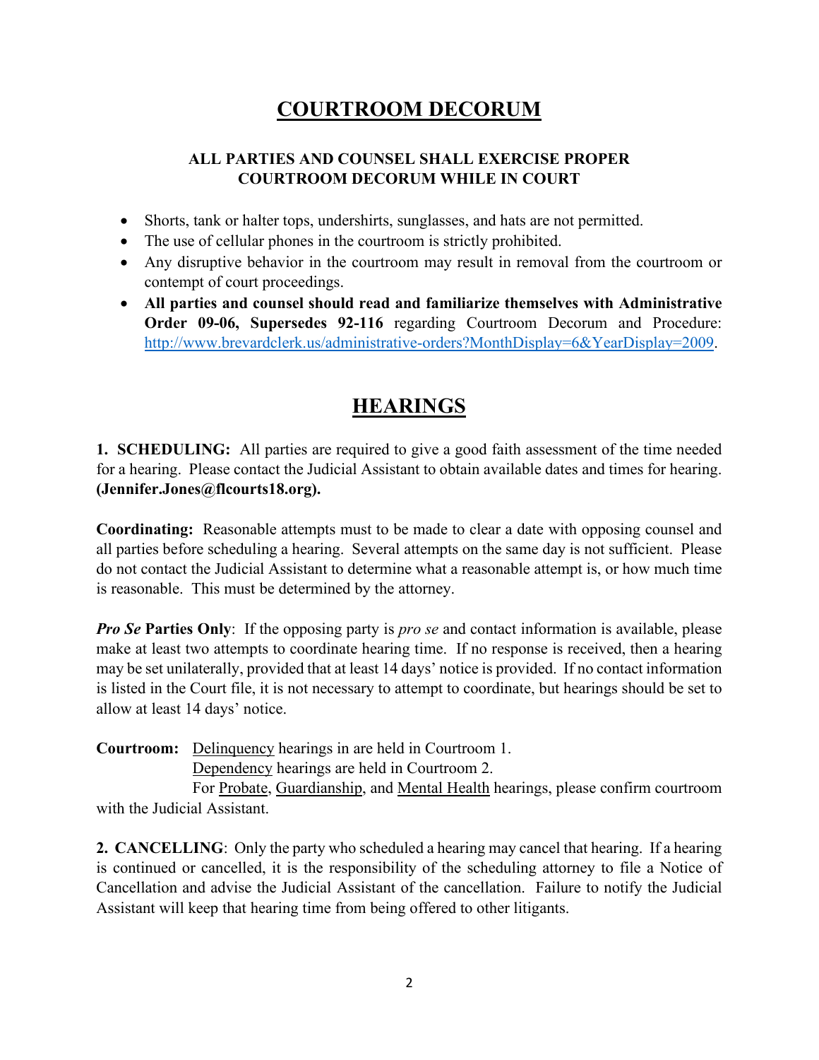# COURTROOM DECORUM

**ALL PARTIES AND COUNSEL SHALL EXERCISE PROPER COURTROOM DECORUM WHILE IN COURT**

- Shorts, tank or halter tops, undershirts, sunglasses, and hats are not permitted.
- The use of cellular phones in the courtroom is strictly prohibited.
- Any disruptive behavior in the courtroom may result in removal from the courtroom or contempt of court proceedings.
- **All parties and counsel should read and familiarize themselves with Administrative Order 09-06, Supersedes 92-116** regarding Courtroom Decorum and Procedure: [http://www.brevardclerk.us/administrative-orders?MonthDisplay=6&YearDisplay=2009](http://www.brevardclerk.us/administrative-orders?MonthDisplay=6&YearDisplay=2009).

# HEARINGS

**1. SCHEDULING:** All parties are required to give a good faith assessment of the time needed for a hearing. Please contact the Judicial Assistant to obtain available dates and times for hearing. **(Jennifer.Jones@flcourts18.org).**

**Coordinating:** Reasonable attempts must to be made to clear a date with opposing counsel and all parties before scheduling a hearing. Several attempts on the same day is not sufficient. Please do not contact the Judicial Assistant to determine what a reasonable attempt is, or how much time is reasonable. This must be determined by the attorney.

***Pro Se* Parties Only**: If the opposing party is *pro se* and contact information is available, please make at least two attempts to coordinate hearing time. If no response is received, then a hearing may be set unilaterally, provided that at least 14 days' notice is provided. If no contact information is listed in the Court file, it is not necessary to attempt to coordinate, but hearings should be set to allow at least 14 days' notice.

**Courtroom:** Delinquency hearings in are held in Courtroom 1.
Dependency hearings are held in Courtroom 2.
For Probate, Guardianship, and Mental Health hearings, please confirm courtroom with the Judicial Assistant.

**2. CANCELLING**: Only the party who scheduled a hearing may cancel that hearing. If a hearing is continued or cancelled, it is the responsibility of the scheduling attorney to file a Notice of Cancellation and advise the Judicial Assistant of the cancellation. Failure to notify the Judicial Assistant will keep that hearing time from being offered to other litigants.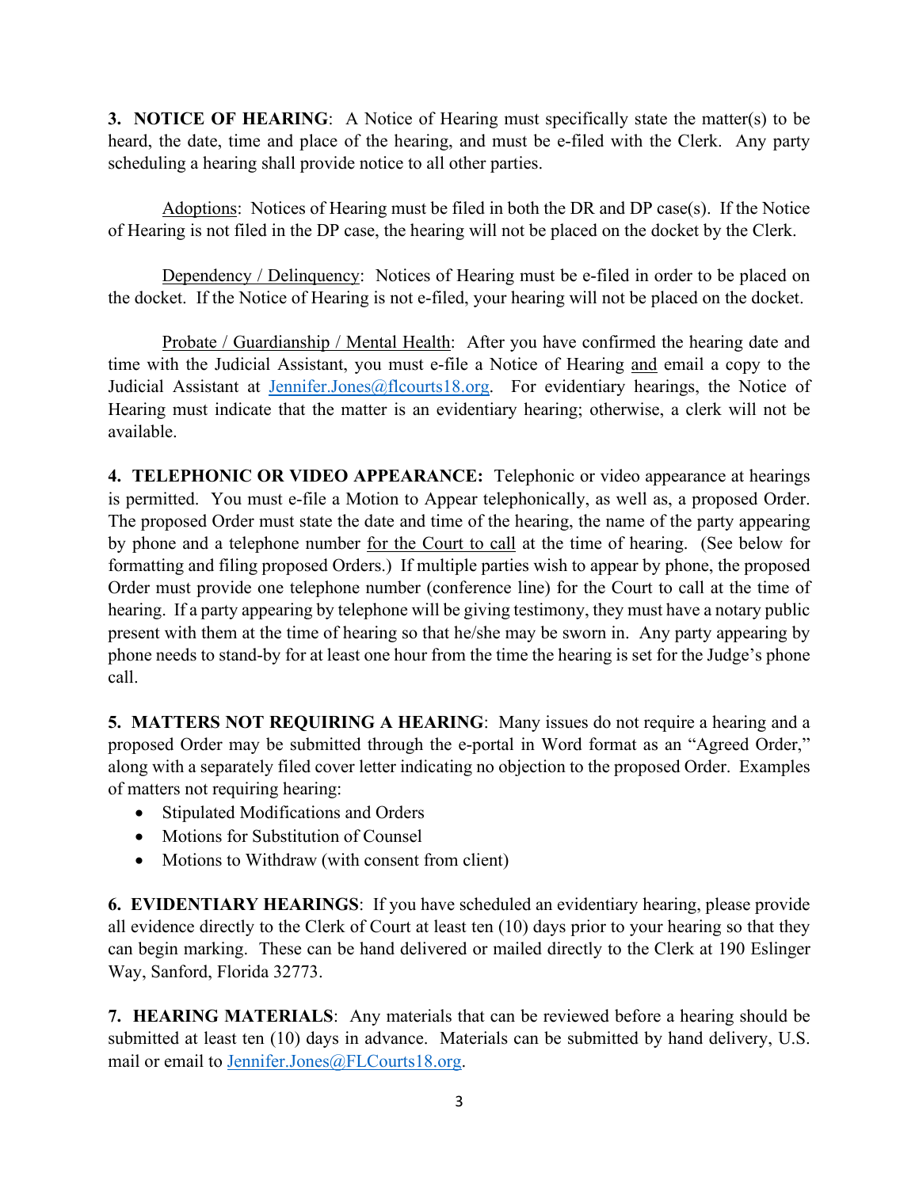**3. NOTICE OF HEARING**: A Notice of Hearing must specifically state the matter(s) to be heard, the date, time and place of the hearing, and must be e-filed with the Clerk. Any party scheduling a hearing shall provide notice to all other parties.

Adoptions: Notices of Hearing must be filed in both the DR and DP case(s). If the Notice of Hearing is not filed in the DP case, the hearing will not be placed on the docket by the Clerk.

Dependency / Delinquency: Notices of Hearing must be e-filed in order to be placed on the docket. If the Notice of Hearing is not e-filed, your hearing will not be placed on the docket.

Probate / Guardianship / Mental Health: After you have confirmed the hearing date and time with the Judicial Assistant, you must e-file a Notice of Hearing and email a copy to the Judicial Assistant at [Jennifer.Jones@flcourts18.org](mailto:Jennifer.Jones@flcourts18.org). For evidentiary hearings, the Notice of Hearing must indicate that the matter is an evidentiary hearing; otherwise, a clerk will not be available.

**4. TELEPHONIC OR VIDEO APPEARANCE:** Telephonic or video appearance at hearings is permitted. You must e-file a Motion to Appear telephonically, as well as, a proposed Order. The proposed Order must state the date and time of the hearing, the name of the party appearing by phone and a telephone number for the Court to call at the time of hearing. (See below for formatting and filing proposed Orders.) If multiple parties wish to appear by phone, the proposed Order must provide one telephone number (conference line) for the Court to call at the time of hearing. If a party appearing by telephone will be giving testimony, they must have a notary public present with them at the time of hearing so that he/she may be sworn in. Any party appearing by phone needs to stand-by for at least one hour from the time the hearing is set for the Judge's phone call.

**5. MATTERS NOT REQUIRING A HEARING**: Many issues do not require a hearing and a proposed Order may be submitted through the e-portal in Word format as an "Agreed Order," along with a separately filed cover letter indicating no objection to the proposed Order. Examples of matters not requiring hearing:

- Stipulated Modifications and Orders
- Motions for Substitution of Counsel
- Motions to Withdraw (with consent from client)

**6. EVIDENTIARY HEARINGS**: If you have scheduled an evidentiary hearing, please provide all evidence directly to the Clerk of Court at least ten (10) days prior to your hearing so that they can begin marking. These can be hand delivered or mailed directly to the Clerk at 190 Eslinger Way, Sanford, Florida 32773.

**7. HEARING MATERIALS**: Any materials that can be reviewed before a hearing should be submitted at least ten (10) days in advance. Materials can be submitted by hand delivery, U.S. mail or email to [Jennifer.Jones@FLCourts18.org](mailto:Jennifer.Jones@FLCourts18.org).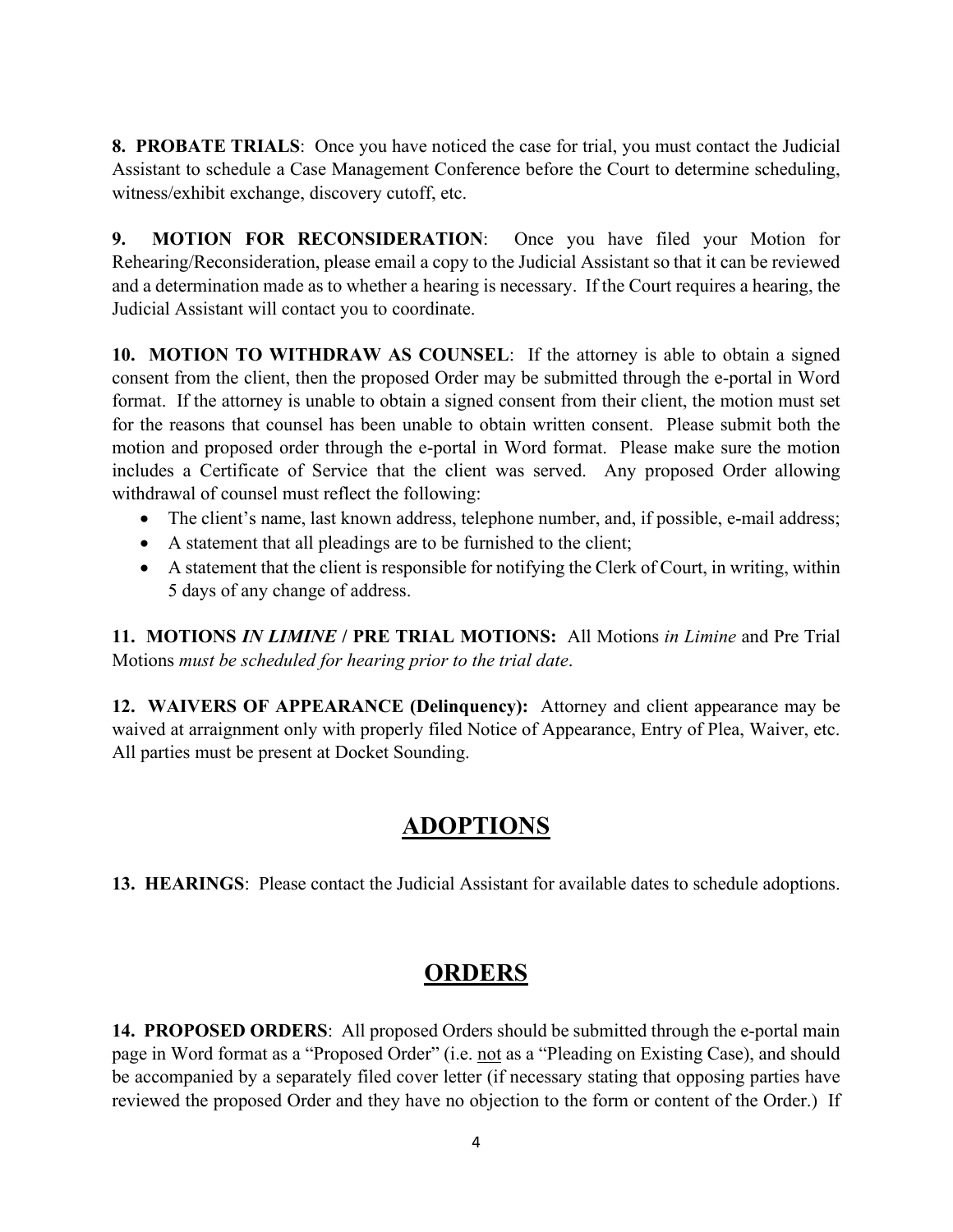**8. PROBATE TRIALS**: Once you have noticed the case for trial, you must contact the Judicial Assistant to schedule a Case Management Conference before the Court to determine scheduling, witness/exhibit exchange, discovery cutoff, etc.

**9. MOTION FOR RECONSIDERATION**: Once you have filed your Motion for Rehearing/Reconsideration, please email a copy to the Judicial Assistant so that it can be reviewed and a determination made as to whether a hearing is necessary. If the Court requires a hearing, the Judicial Assistant will contact you to coordinate.

**10. MOTION TO WITHDRAW AS COUNSEL**: If the attorney is able to obtain a signed consent from the client, then the proposed Order may be submitted through the e-portal in Word format. If the attorney is unable to obtain a signed consent from their client, the motion must set for the reasons that counsel has been unable to obtain written consent. Please submit both the motion and proposed order through the e-portal in Word format. Please make sure the motion includes a Certificate of Service that the client was served. Any proposed Order allowing withdrawal of counsel must reflect the following:

- The client's name, last known address, telephone number, and, if possible, e-mail address;
- A statement that all pleadings are to be furnished to the client;
- A statement that the client is responsible for notifying the Clerk of Court, in writing, within 5 days of any change of address.

**11. MOTIONS *IN LIMINE* / PRE TRIAL MOTIONS:** All Motions *in Limine* and Pre Trial Motions *must be scheduled for hearing prior to the trial date*.

**12. WAIVERS OF APPEARANCE (Delinquency):** Attorney and client appearance may be waived at arraignment only with properly filed Notice of Appearance, Entry of Plea, Waiver, etc. All parties must be present at Docket Sounding.

## ADOPTIONS

**13. HEARINGS**: Please contact the Judicial Assistant for available dates to schedule adoptions.

## ORDERS

**14. PROPOSED ORDERS**: All proposed Orders should be submitted through the e-portal main page in Word format as a "Proposed Order" (i.e. <u>not</u> as a "Pleading on Existing Case), and should be accompanied by a separately filed cover letter (if necessary stating that opposing parties have reviewed the proposed Order and they have no objection to the form or content of the Order.) If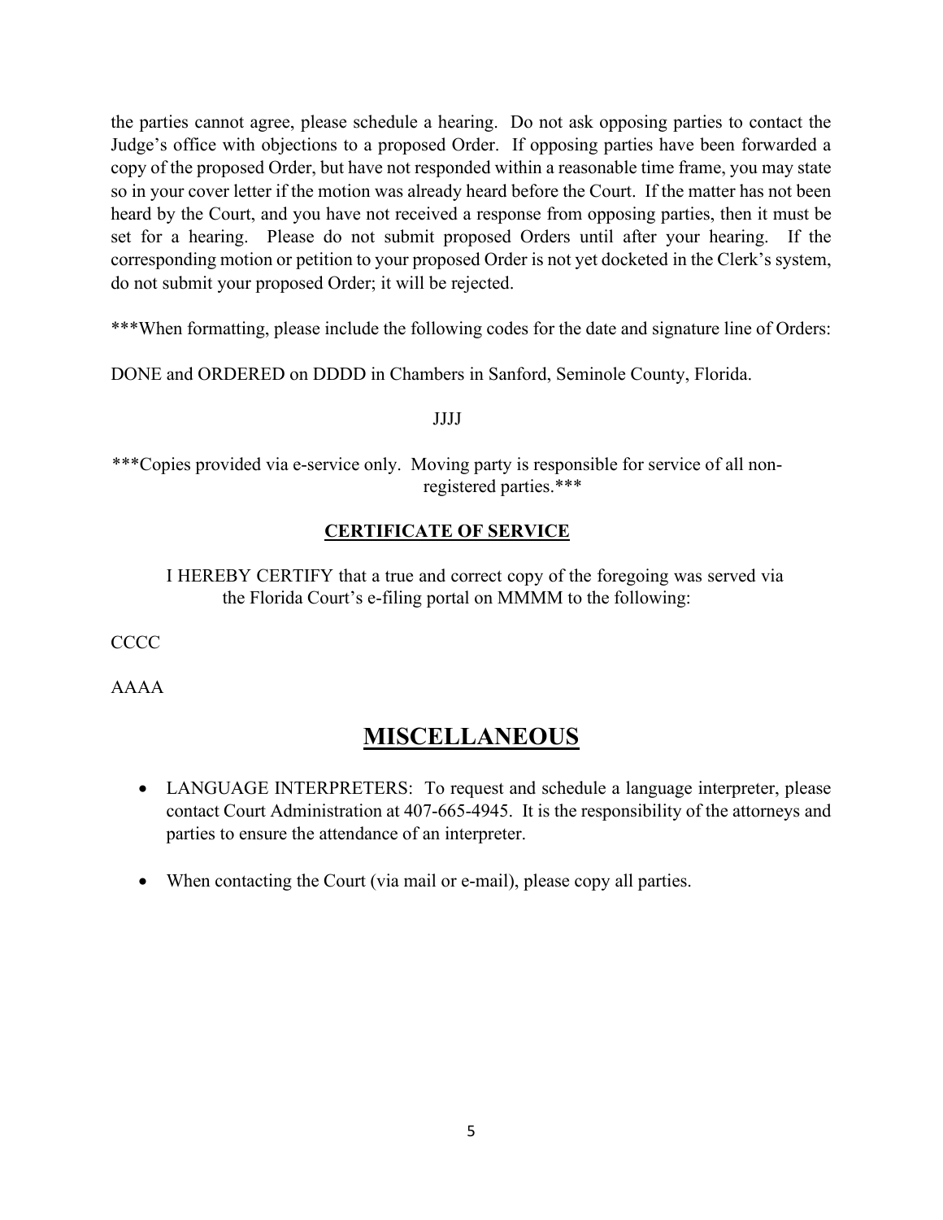the parties cannot agree, please schedule a hearing. Do not ask opposing parties to contact the Judge's office with objections to a proposed Order. If opposing parties have been forwarded a copy of the proposed Order, but have not responded within a reasonable time frame, you may state so in your cover letter if the motion was already heard before the Court. If the matter has not been heard by the Court, and you have not received a response from opposing parties, then it must be set for a hearing. Please do not submit proposed Orders until after your hearing. If the corresponding motion or petition to your proposed Order is not yet docketed in the Clerk's system, do not submit your proposed Order; it will be rejected.

***When formatting, please include the following codes for the date and signature line of Orders:

DONE and ORDERED on DDDD in Chambers in Sanford, Seminole County, Florida.

JJJJ

***Copies provided via e-service only. Moving party is responsible for service of all non-registered parties.***

**CERTIFICATE OF SERVICE**

I HEREBY CERTIFY that a true and correct copy of the foregoing was served via the Florida Court's e-filing portal on MMMM to the following:

CCCC

AAAA

# MISCELLANEOUS

- LANGUAGE INTERPRETERS: To request and schedule a language interpreter, please contact Court Administration at 407-665-4945. It is the responsibility of the attorneys and parties to ensure the attendance of an interpreter.
- When contacting the Court (via mail or e-mail), please copy all parties.